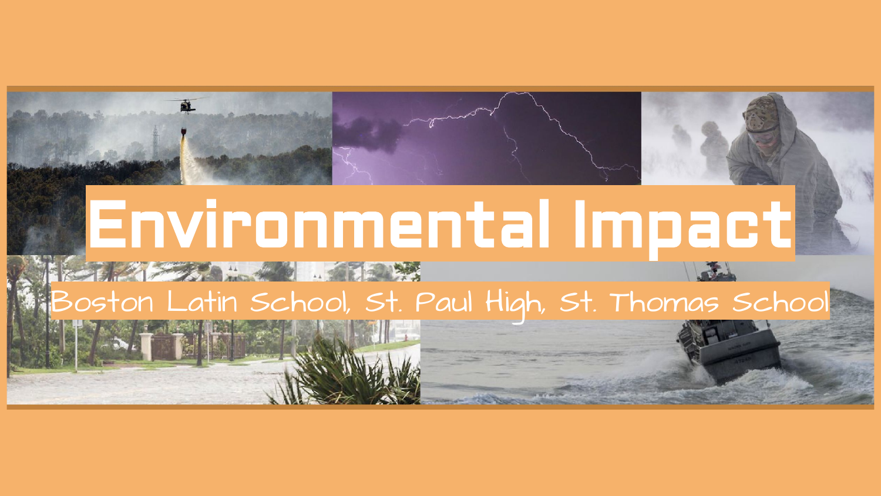# Environmental Impact

Boston Latin School, St. Paul High, St. Thomas School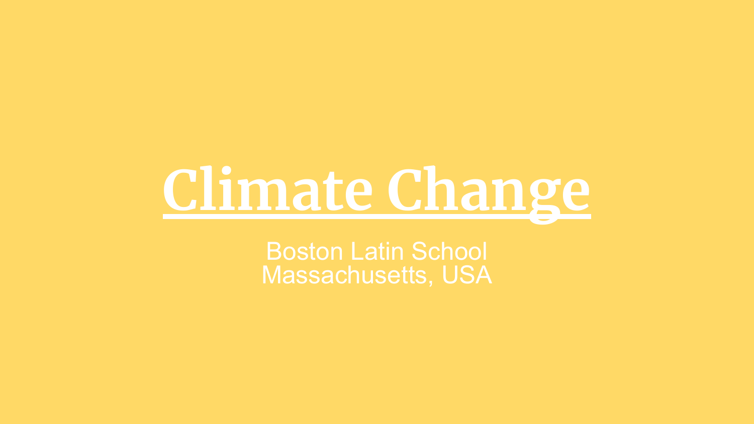# Climate Change

Boston Latin School
Massachusetts, USA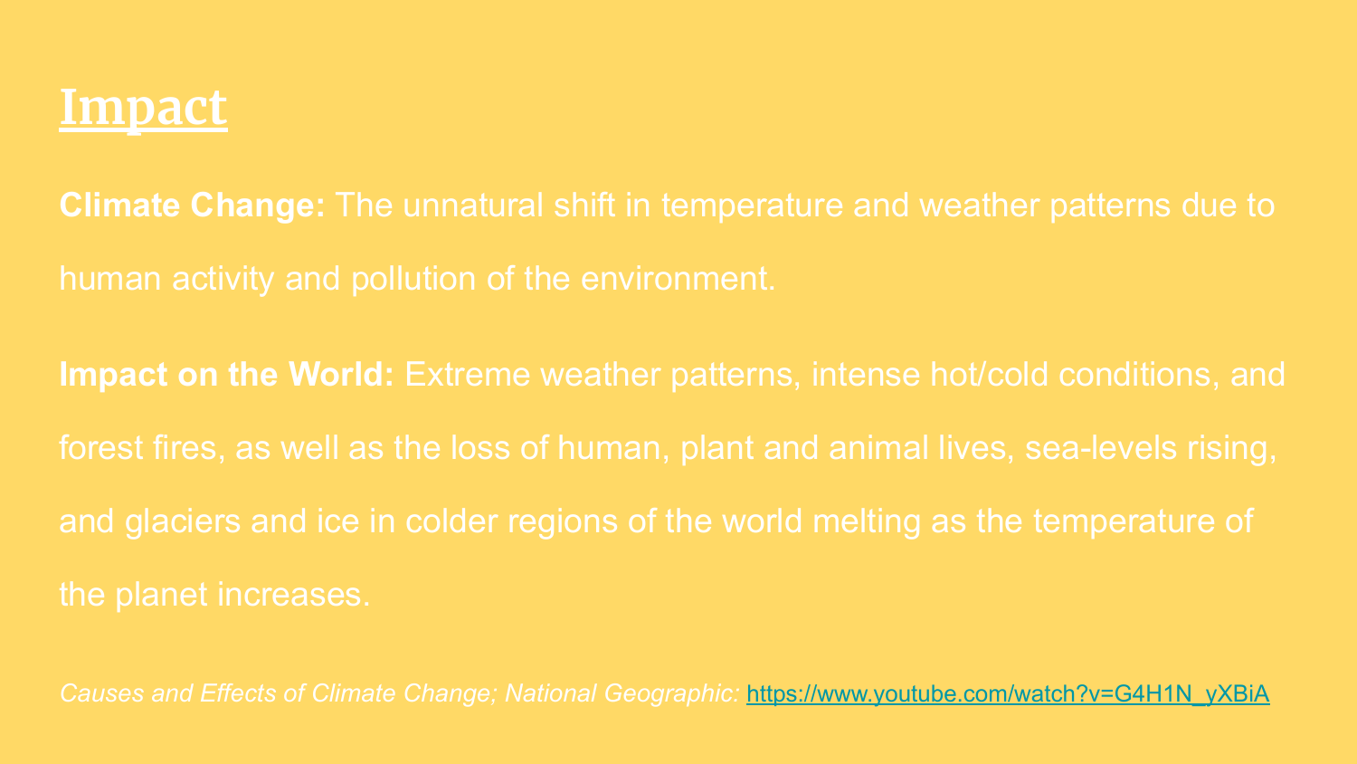# Impact

**Climate Change:** The unnatural shift in temperature and weather patterns due to human activity and pollution of the environment.

**Impact on the World:** Extreme weather patterns, intense hot/cold conditions, and forest fires, as well as the loss of human, plant and animal lives, sea-levels rising, and glaciers and ice in colder regions of the world melting as the temperature of the planet increases.

*Causes and Effects of Climate Change; National Geographic:* https://www.youtube.com/watch?v=G4H1N_yXBiA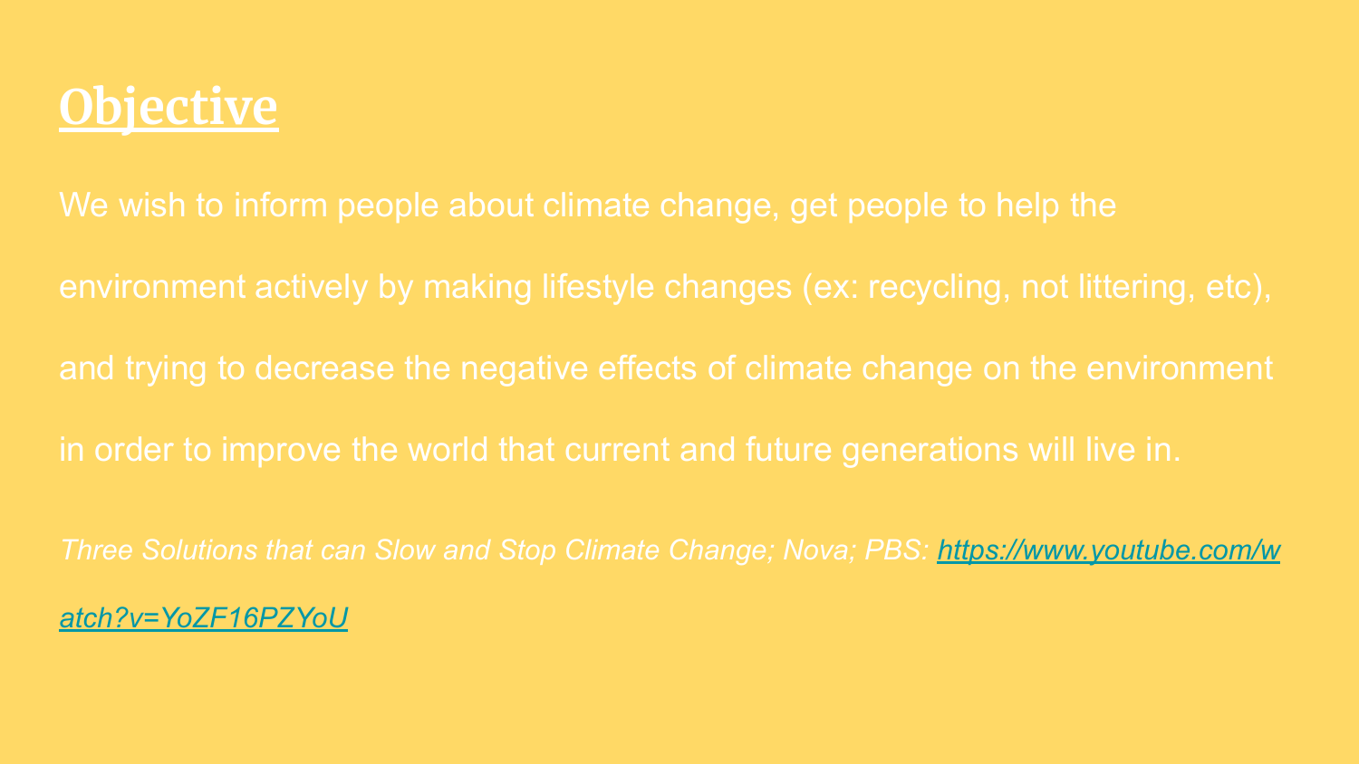# Objective

We wish to inform people about climate change, get people to help the environment actively by making lifestyle changes (ex: recycling, not littering, etc), and trying to decrease the negative effects of climate change on the environment in order to improve the world that current and future generations will live in.

*Three Solutions that can Slow and Stop Climate Change; Nova; PBS: [https://www.youtube.com/watch?v=YoZF16PZYoU](https://www.youtube.com/watch?v=YoZF16PZYoU)*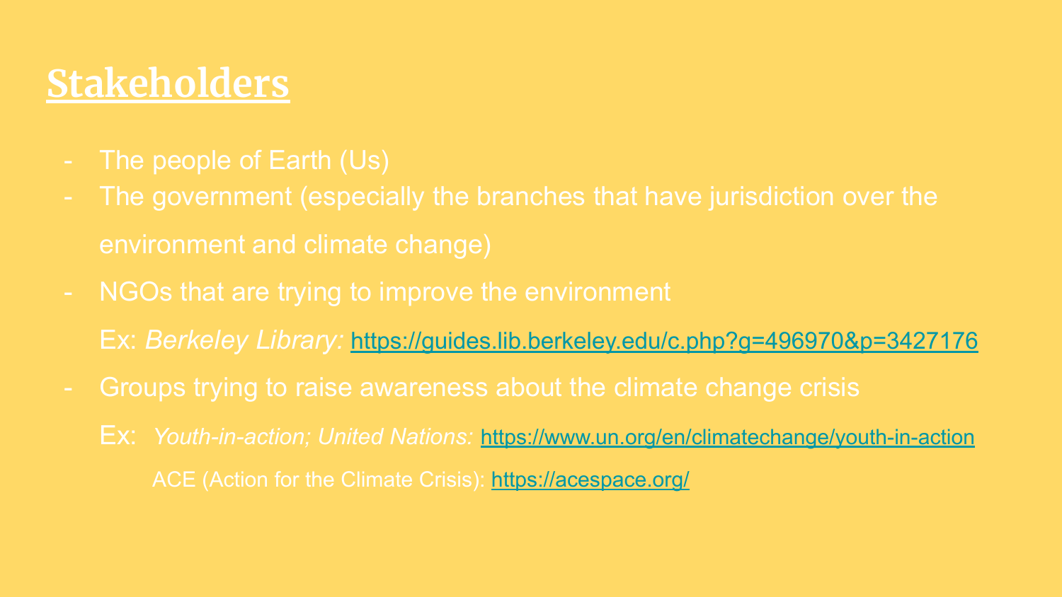# Stakeholders

- The people of Earth (Us)
- The government (especially the branches that have jurisdiction over the environment and climate change)
- NGOs that are trying to improve the environment

  Ex: *Berkeley Library:* https://guides.lib.berkeley.edu/c.php?g=496970&p=3427176
- Groups trying to raise awareness about the climate change crisis

  Ex: *Youth-in-action; United Nations:* https://www.un.org/en/climatechange/youth-in-action

  ACE (Action for the Climate Crisis): https://acespace.org/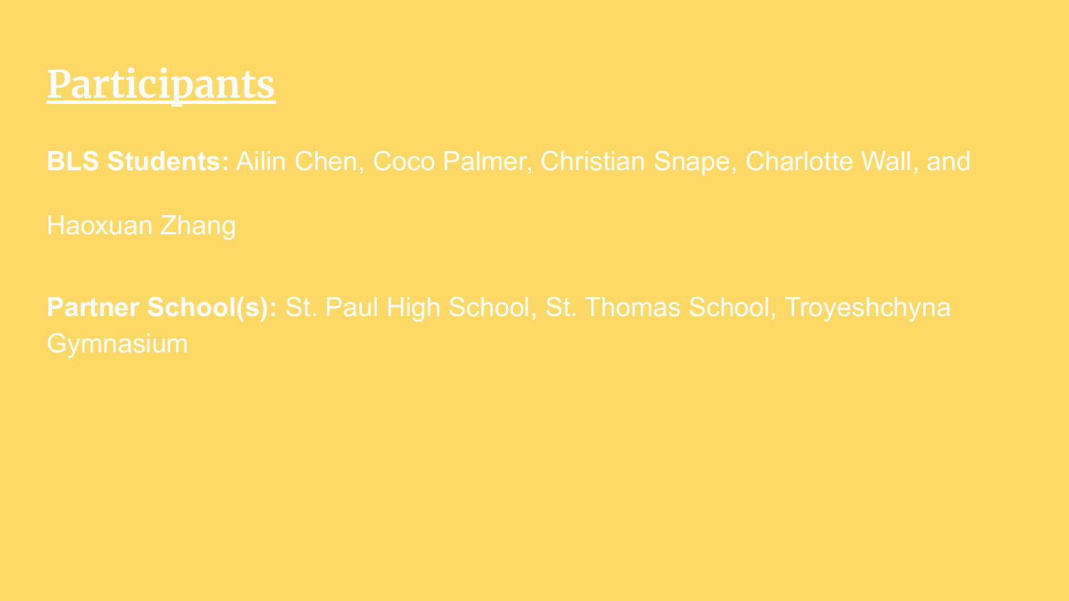# Participants

**BLS Students:** Ailin Chen, Coco Palmer, Christian Snape, Charlotte Wall, and Haoxuan Zhang

**Partner School(s):** St. Paul High School, St. Thomas School, Troyeshchyna Gymnasium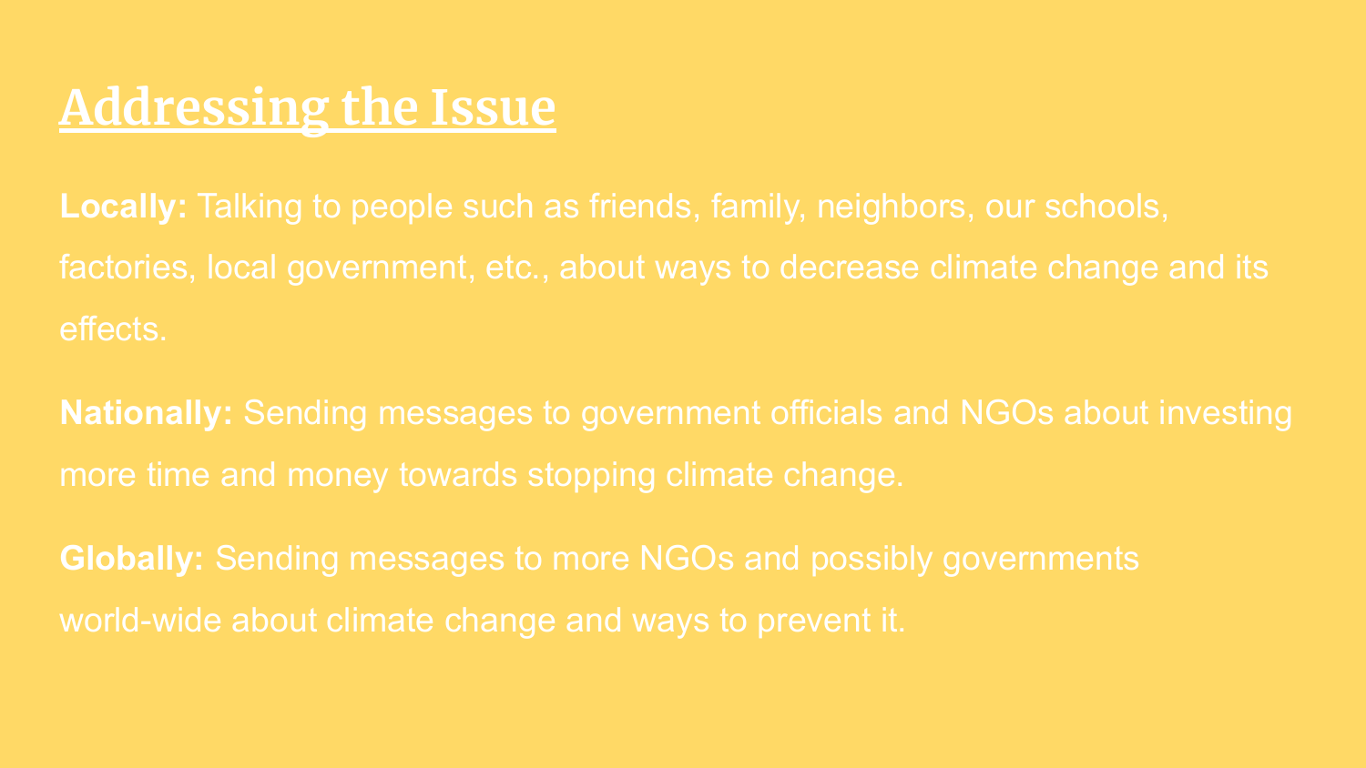# Addressing the Issue

**Locally:** Talking to people such as friends, family, neighbors, our schools, factories, local government, etc., about ways to decrease climate change and its effects.

**Nationally:** Sending messages to government officials and NGOs about investing more time and money towards stopping climate change.

**Globally:** Sending messages to more NGOs and possibly governments world-wide about climate change and ways to prevent it.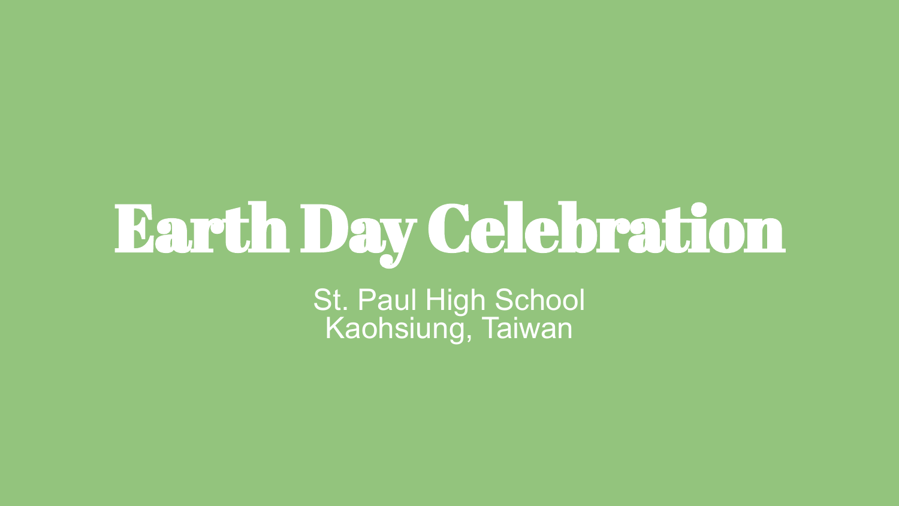# Earth Day Celebration

St. Paul High School
Kaohsiung, Taiwan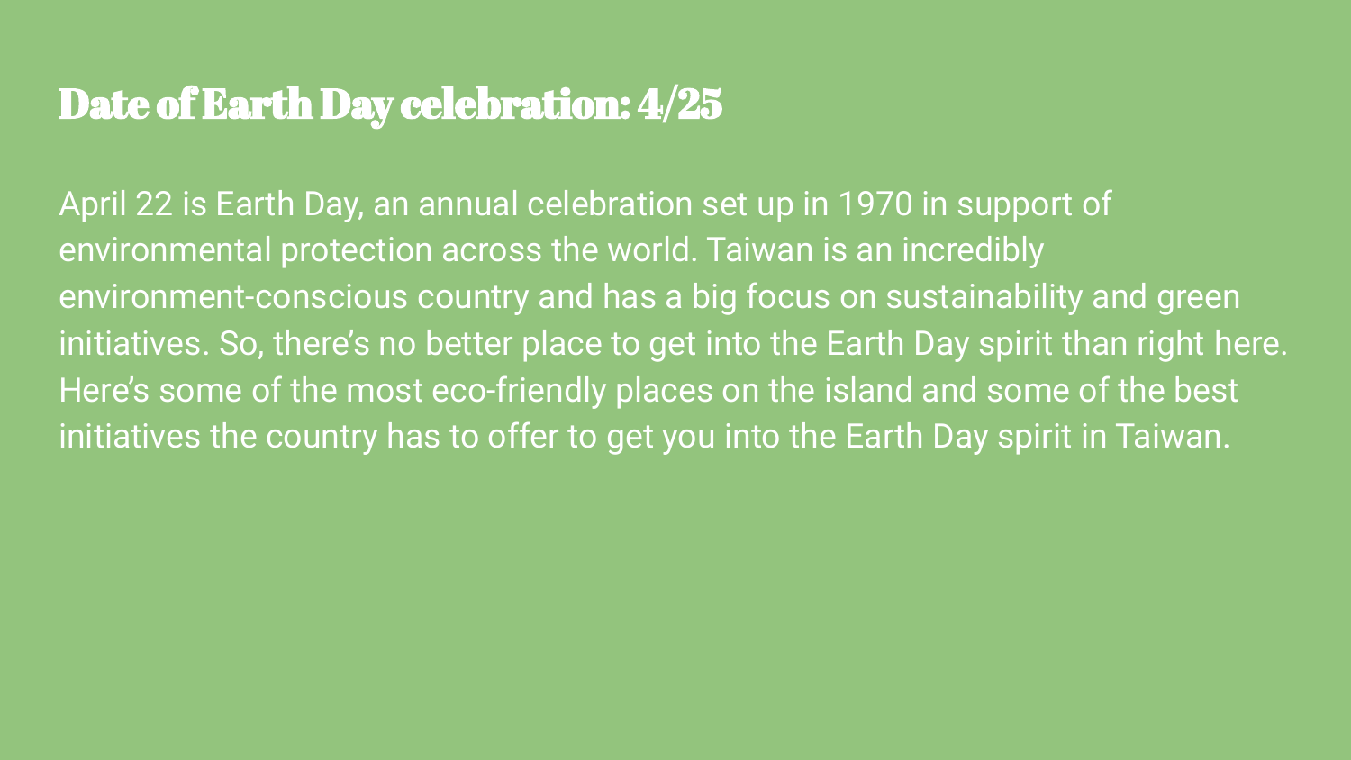# Date of Earth Day celebration: 4/25

April 22 is Earth Day, an annual celebration set up in 1970 in support of environmental protection across the world. Taiwan is an incredibly environment-conscious country and has a big focus on sustainability and green initiatives. So, there's no better place to get into the Earth Day spirit than right here. Here's some of the most eco-friendly places on the island and some of the best initiatives the country has to offer to get you into the Earth Day spirit in Taiwan.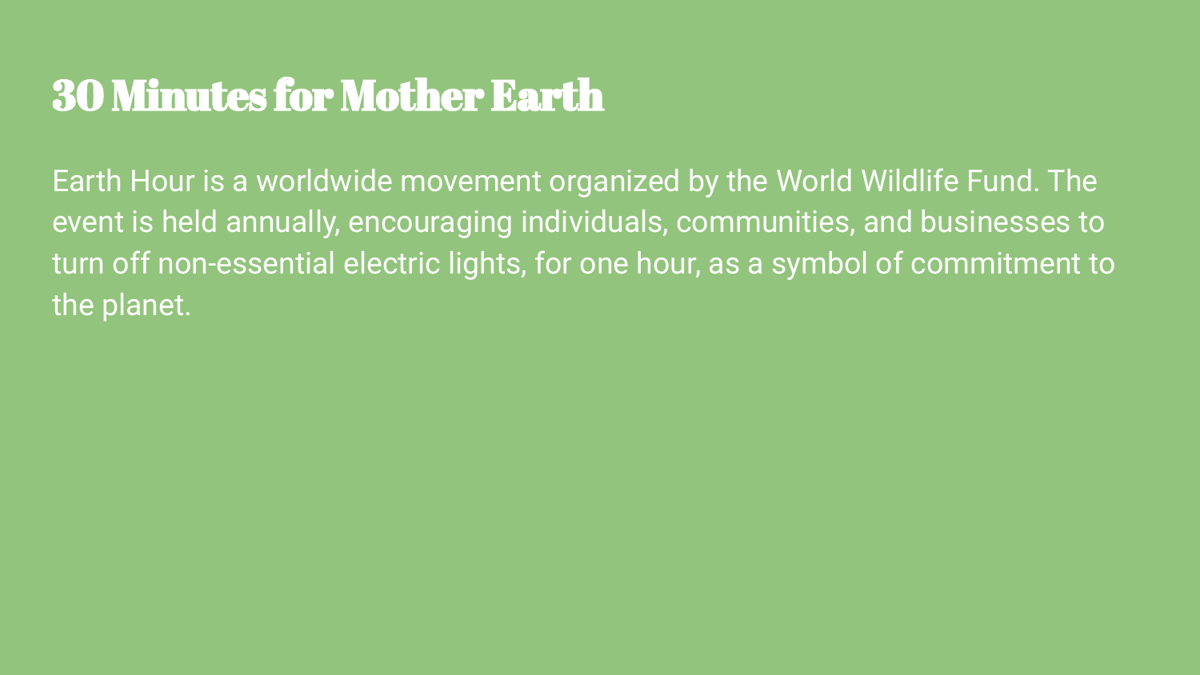# 30 Minutes for Mother Earth

Earth Hour is a worldwide movement organized by the World Wildlife Fund. The event is held annually, encouraging individuals, communities, and businesses to turn off non-essential electric lights, for one hour, as a symbol of commitment to the planet.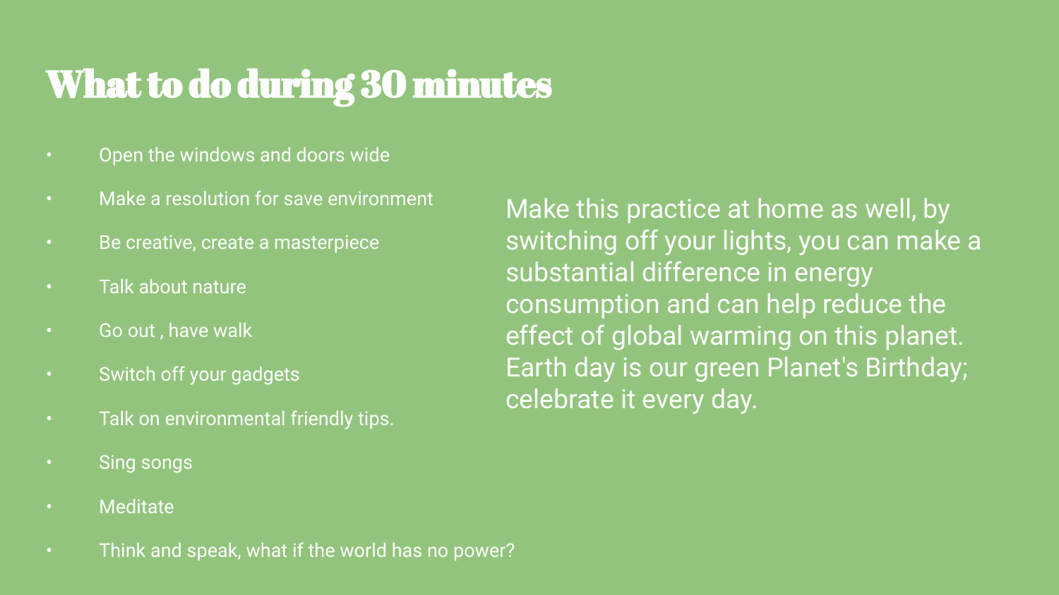# What to do during 30 minutes

- Open the windows and doors wide
- Make a resolution for save environment
- Be creative, create a masterpiece
- Talk about nature
- Go out , have walk
- Switch off your gadgets
- Talk on environmental friendly tips.
- Sing songs
- Meditate
- Think and speak, what if the world has no power?

Make this practice at home as well, by switching off your lights, you can make a substantial difference in energy consumption and can help reduce the effect of global warming on this planet. Earth day is our green Planet's Birthday; celebrate it every day.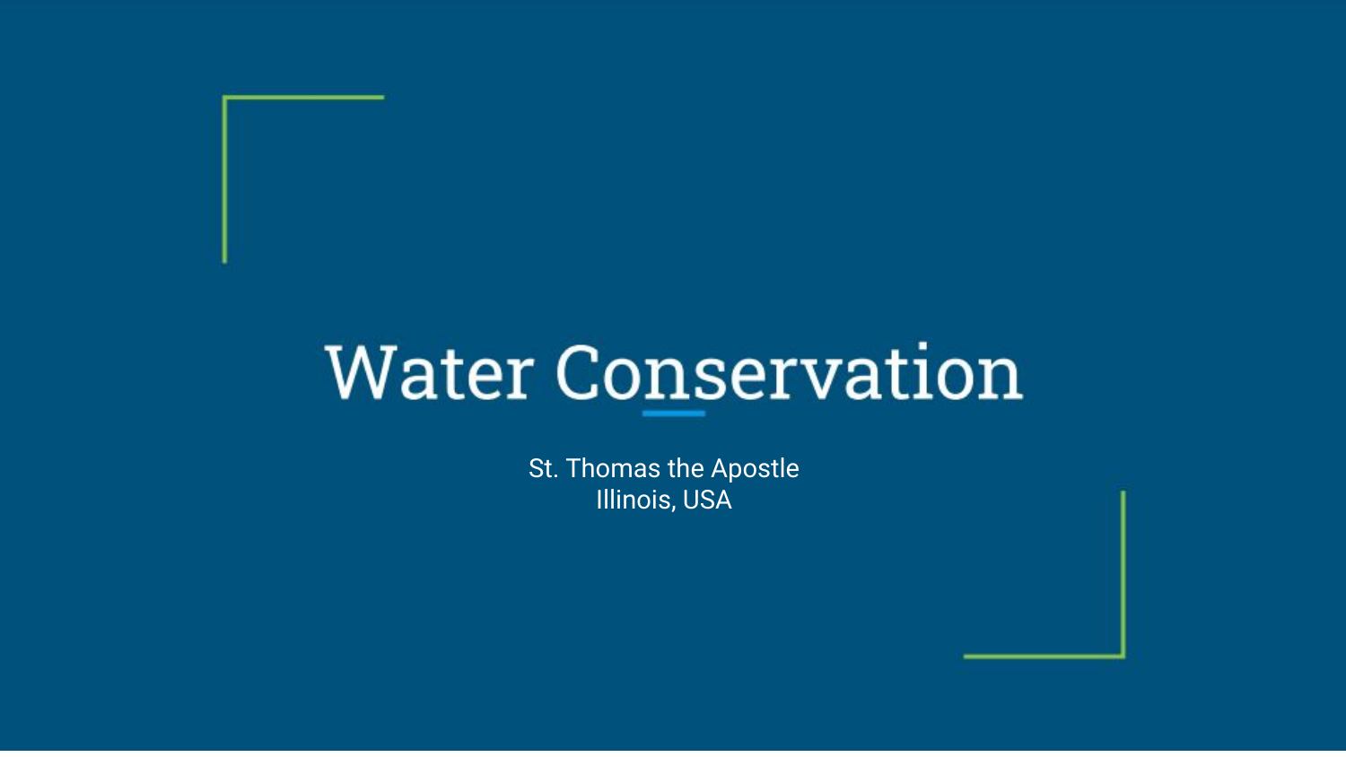# Water Conservation

St. Thomas the Apostle
Illinois, USA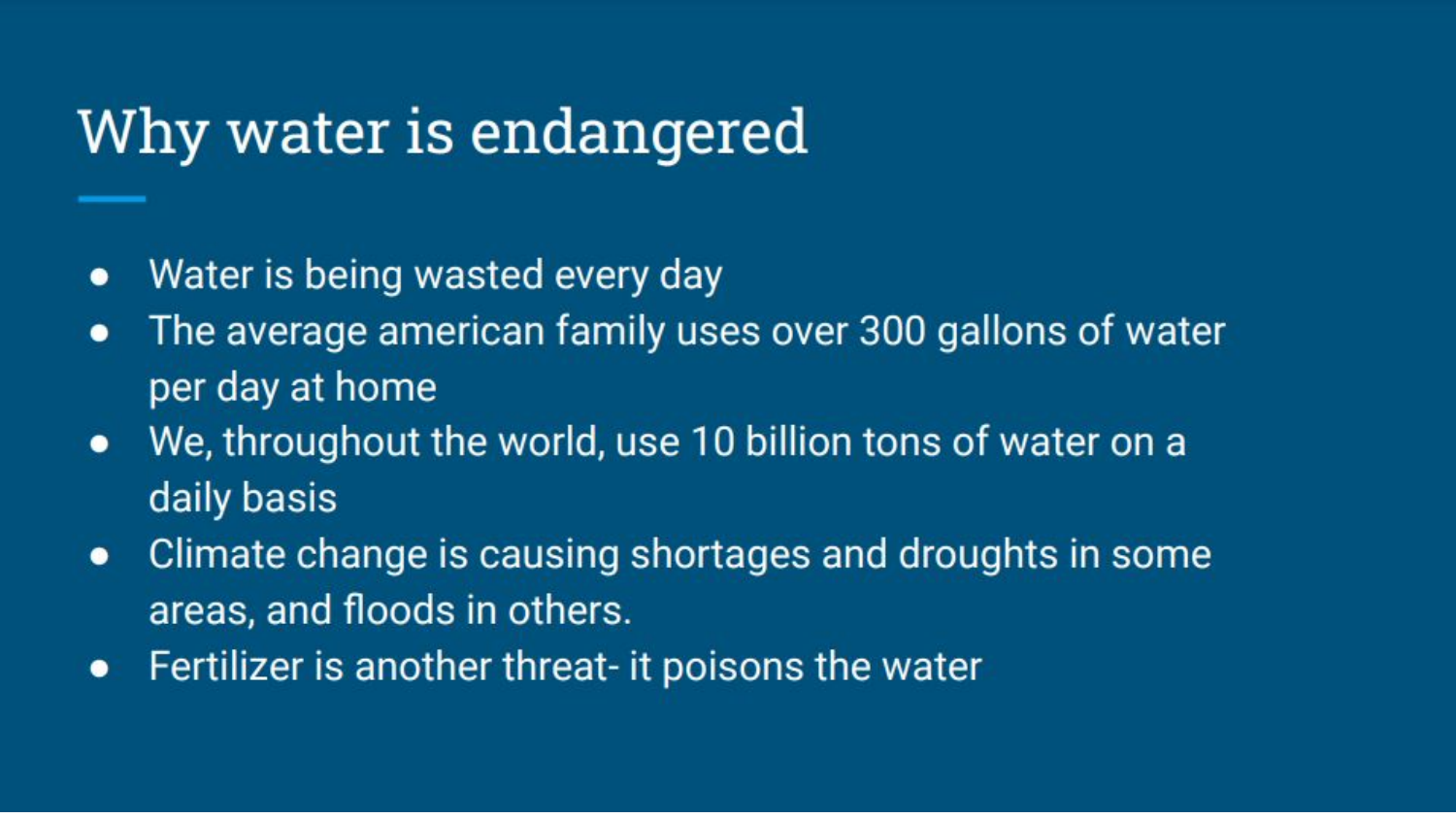# Why water is endangered

- Water is being wasted every day
- The average american family uses over 300 gallons of water per day at home
- We, throughout the world, use 10 billion tons of water on a daily basis
- Climate change is causing shortages and droughts in some areas, and floods in others.
- Fertilizer is another threat- it poisons the water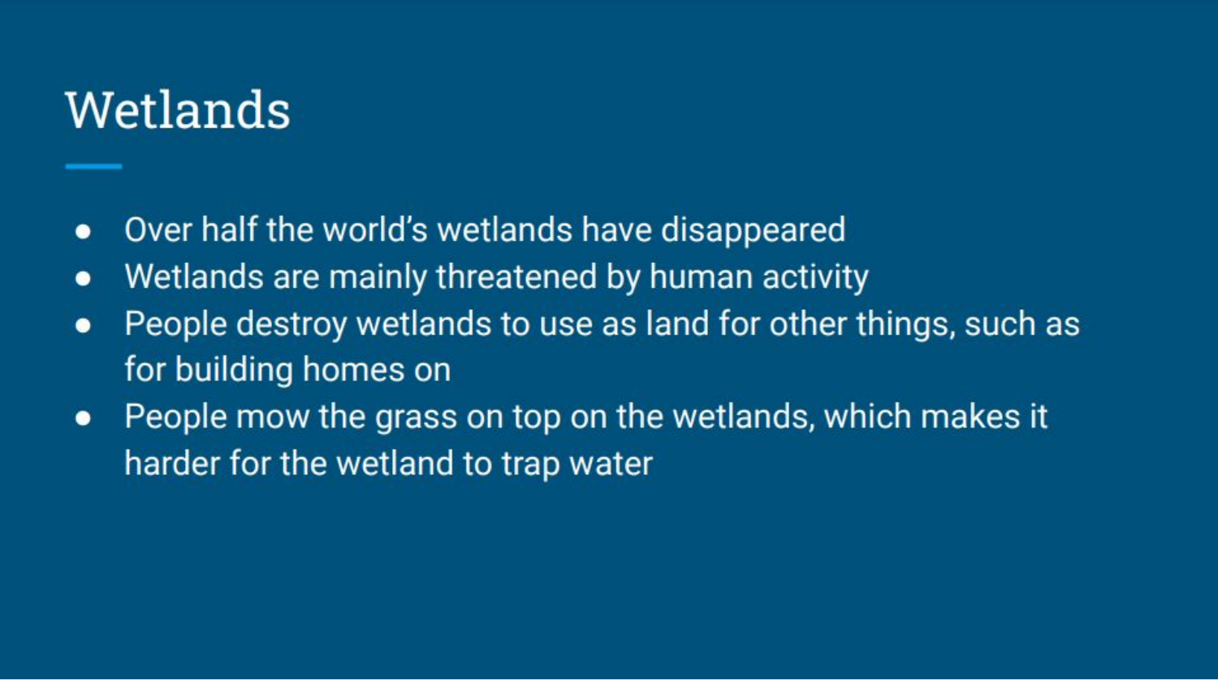# Wetlands

- Over half the world's wetlands have disappeared
- Wetlands are mainly threatened by human activity
- People destroy wetlands to use as land for other things, such as for building homes on
- People mow the grass on top on the wetlands, which makes it harder for the wetland to trap water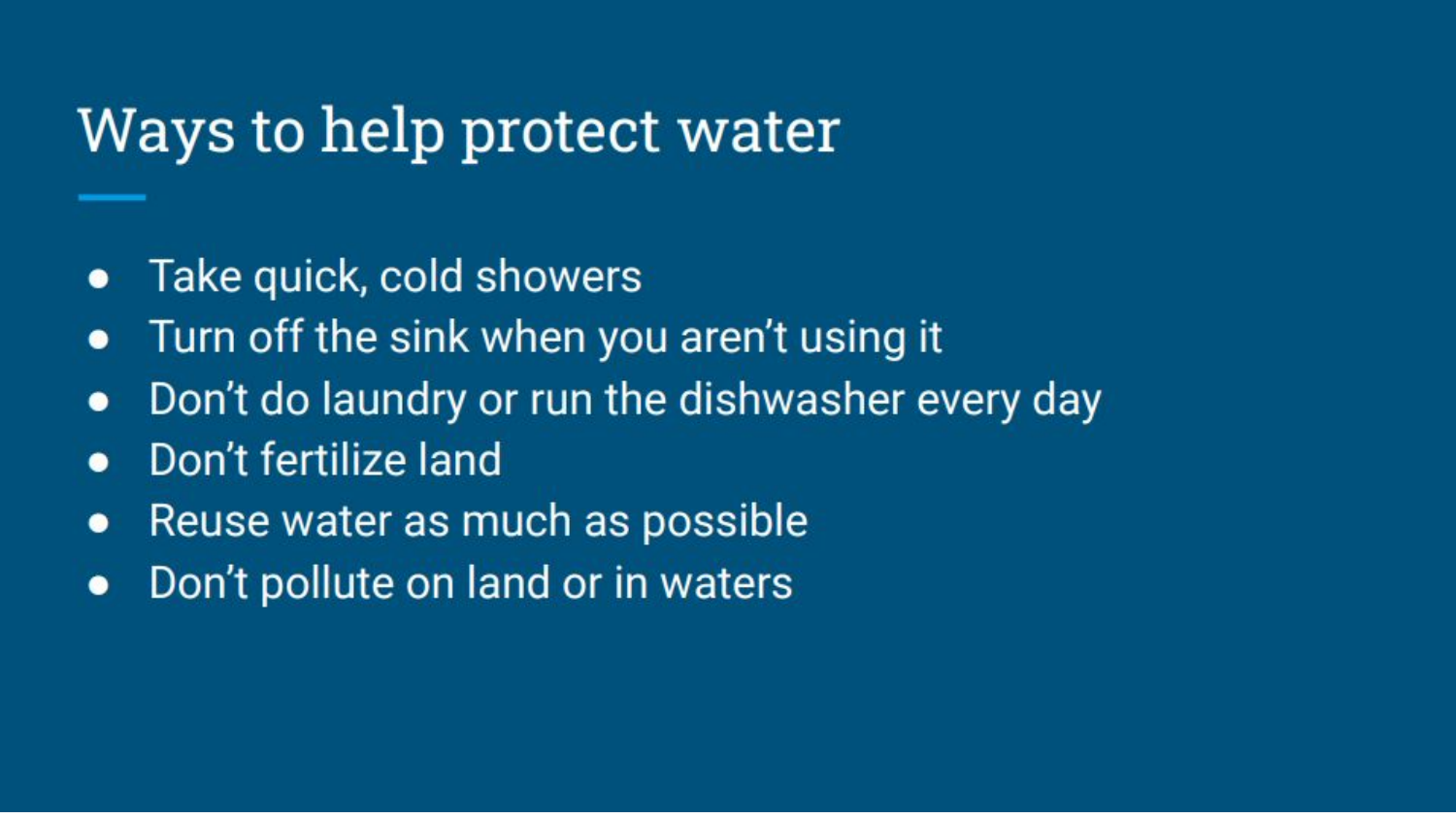# Ways to help protect water

- Take quick, cold showers
- Turn off the sink when you aren't using it
- Don't do laundry or run the dishwasher every day
- Don't fertilize land
- Reuse water as much as possible
- Don't pollute on land or in waters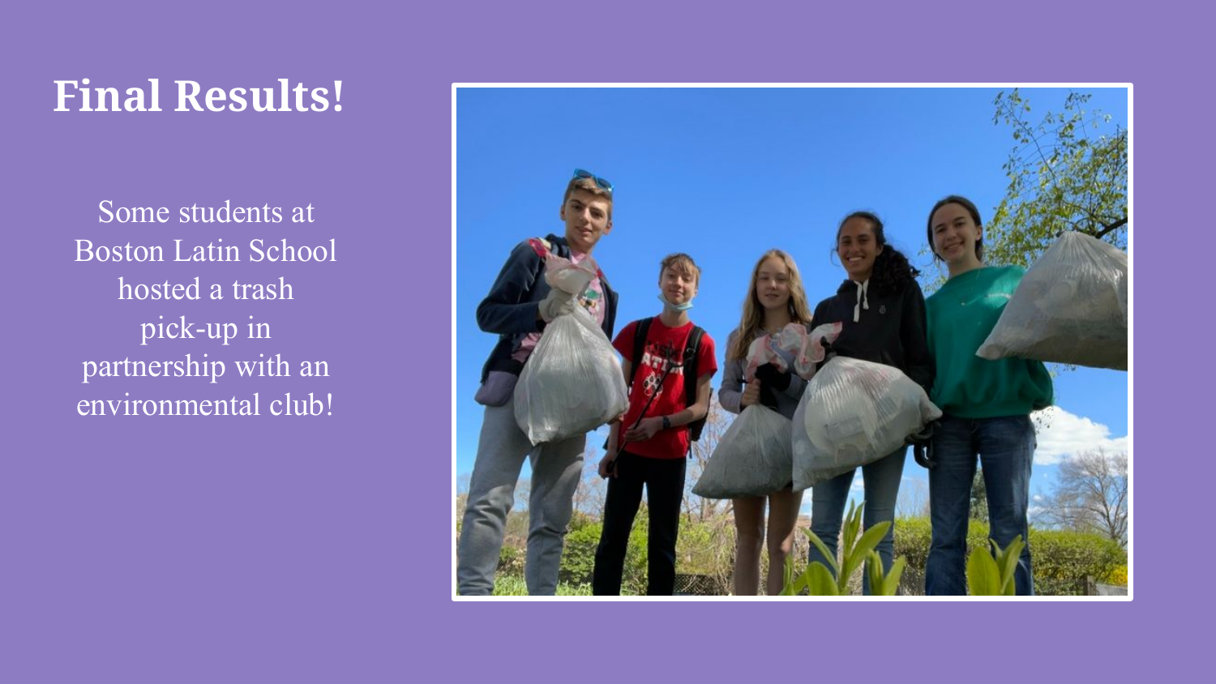# Final Results!

Some students at Boston Latin School hosted a trash pick-up in partnership with an environmental club!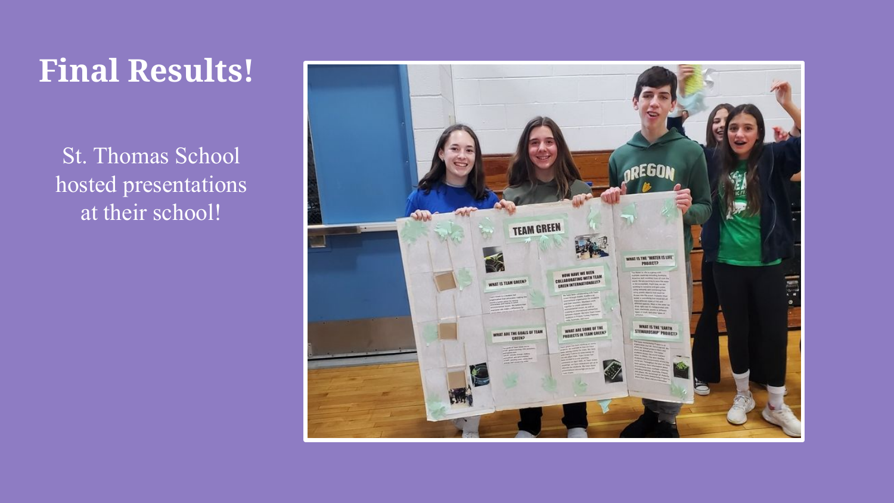# Final Results!

St. Thomas School hosted presentations at their school!